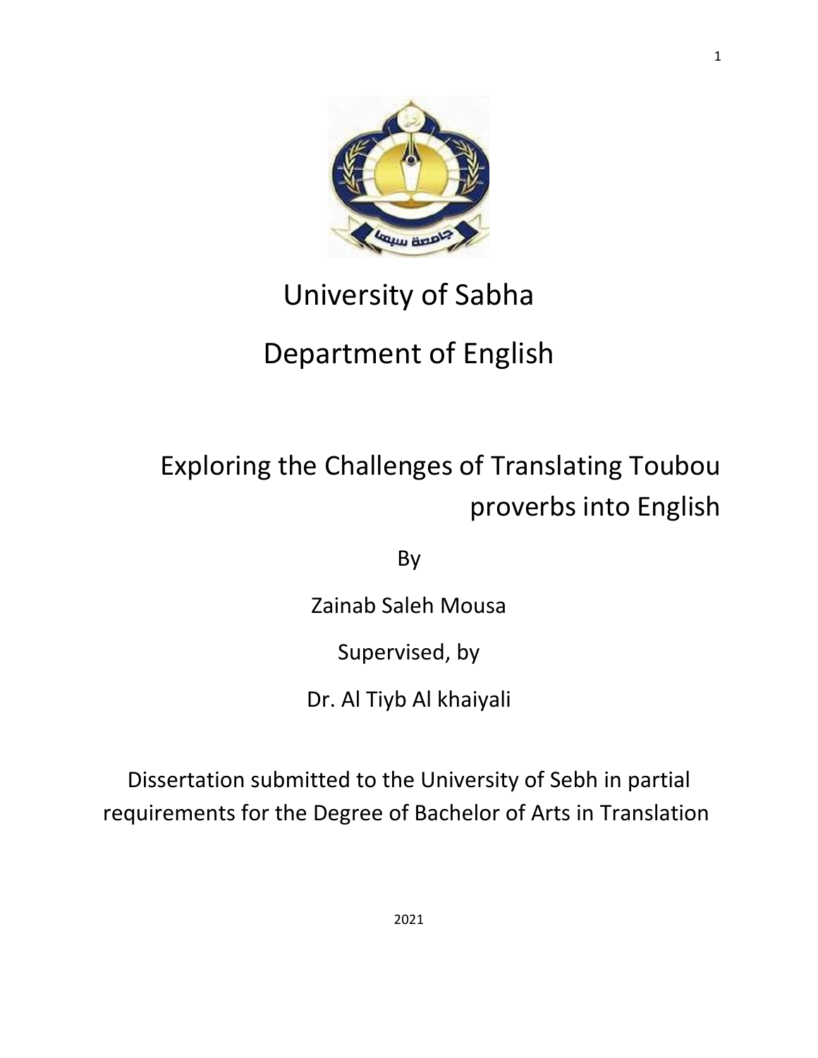University of Sabha

Department of English

# Exploring the Challenges of Translating Toubou proverbs into English

By

Zainab Saleh Mousa

Supervised, by

Dr. Al Tiyb Al khaiyali

Dissertation submitted to the University of Sebh in partial requirements for the Degree of Bachelor of Arts in Translation

2021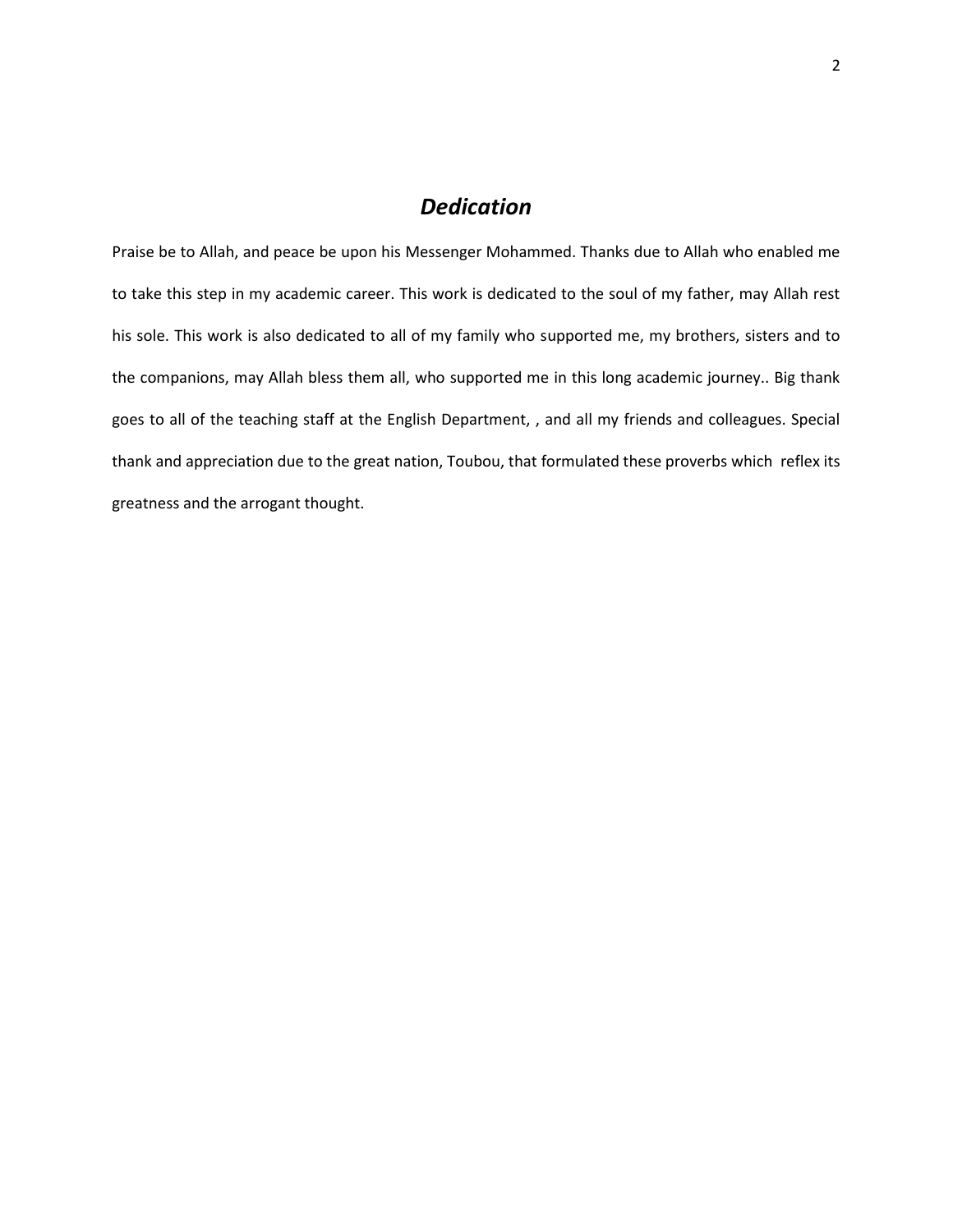# *Dedication*

Praise be to Allah, and peace be upon his Messenger Mohammed. Thanks due to Allah who enabled me to take this step in my academic career. This work is dedicated to the soul of my father, may Allah rest his sole. This work is also dedicated to all of my family who supported me, my brothers, sisters and to the companions, may Allah bless them all, who supported me in this long academic journey.. Big thank goes to all of the teaching staff at the English Department, , and all my friends and colleagues. Special thank and appreciation due to the great nation, Toubou, that formulated these proverbs which reflex its greatness and the arrogant thought.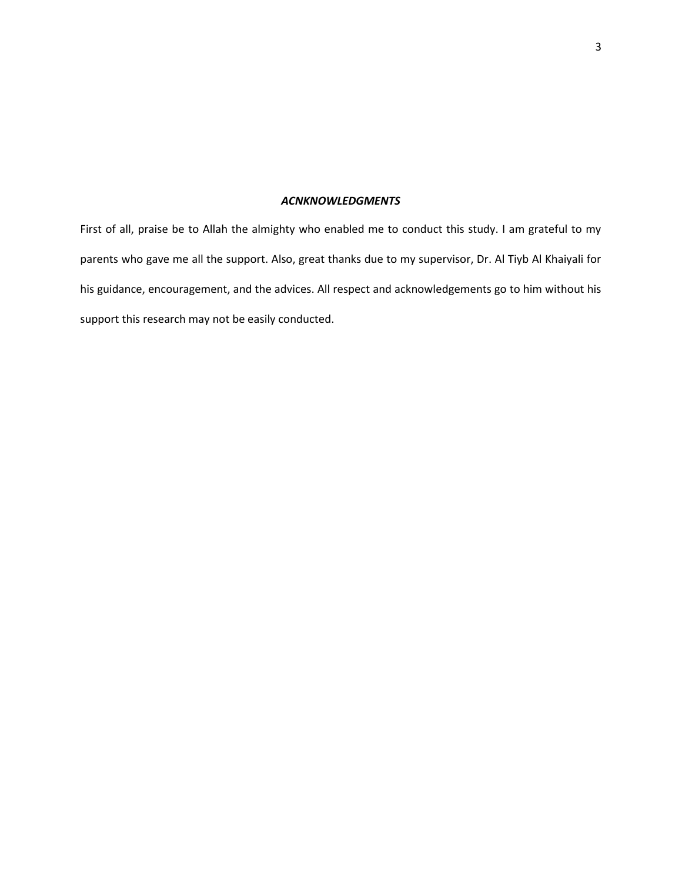## *ACNKNOWLEDGMENTS*

First of all, praise be to Allah the almighty who enabled me to conduct this study. I am grateful to my parents who gave me all the support. Also, great thanks due to my supervisor, Dr. Al Tiyb Al Khaiyali for his guidance, encouragement, and the advices. All respect and acknowledgements go to him without his support this research may not be easily conducted.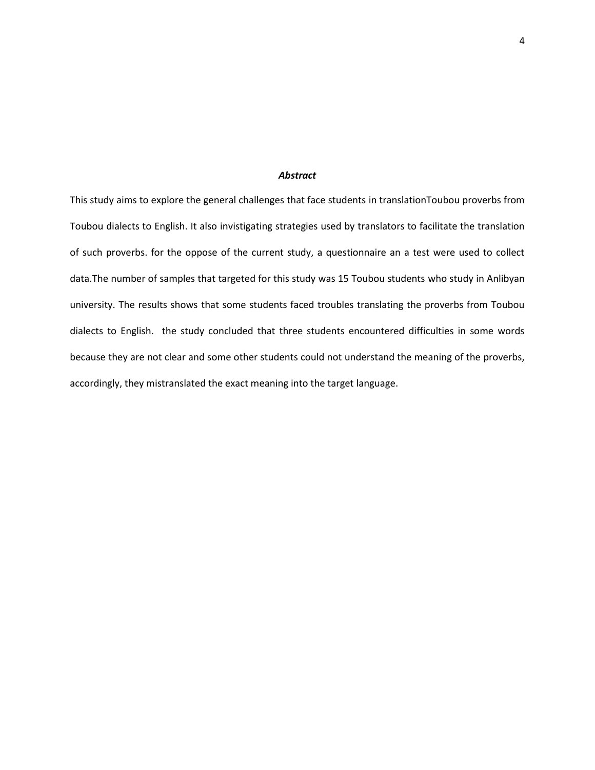### *Abstract*

This study aims to explore the general challenges that face students in translationToubou proverbs from Toubou dialects to English. It also invistigating strategies used by translators to facilitate the translation of such proverbs. for the oppose of the current study, a questionnaire an a test were used to collect data.The number of samples that targeted for this study was 15 Toubou students who study in Anlibyan university. The results shows that some students faced troubles translating the proverbs from Toubou dialects to English. the study concluded that three students encountered difficulties in some words because they are not clear and some other students could not understand the meaning of the proverbs, accordingly, they mistranslated the exact meaning into the target language.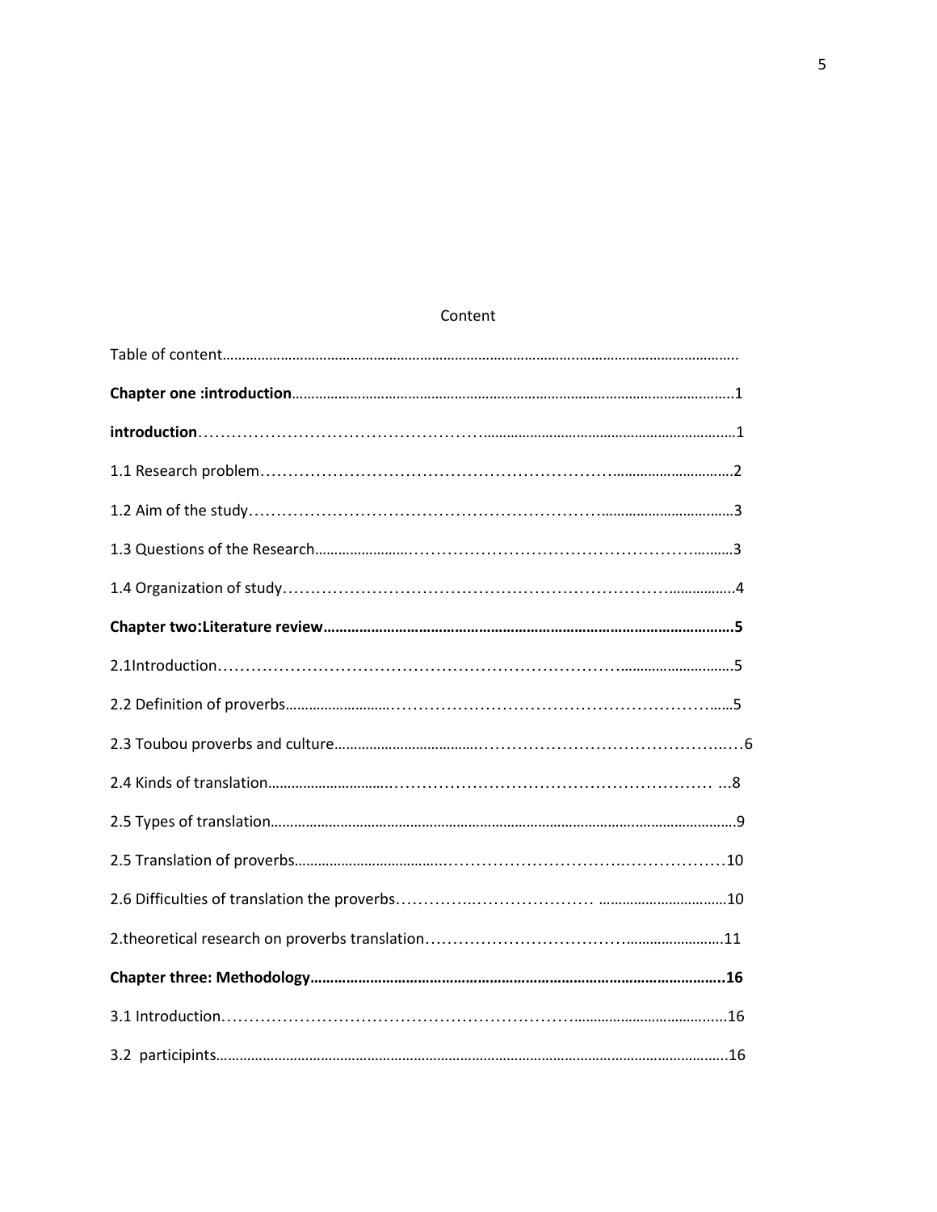Content

Table of content……………………………………………………………………………………………………………………..

**Chapter one :introduction**…………………………………………………………………………………………………….1

**introduction**……………………………………………………………………………………………………………….1

1.1 Research problem………………………………………………………………………………………2

1.2 Aim of the study……………………………………………………………………………………3

1.3 Questions of the Research…………………………………………………………………3

1.4 Organization of study……………………………………………………………………………4

**Chapter two:Literature review…………………………………………………………………………………………5**

2.1Introduction……………………………………………………………………………………5

2.2 Definition of proverbs……………………………………………………………………5

2.3 Toubou proverbs and culture………………………………………………………………6

2.4 Kinds of translation………………………………………………………………… …8

2.5 Types of translation………………………………………………………………………………………………9

2.5 Translation of proverbs…………………………………………………………………10

2.6 Difficulties of translation the proverbs……………………………… ……………………10

2.theoretical research on proverbs translation……………………………………………11

**Chapter three: Methodology………………………………………………………………………………………..16**

3.1 Introduction……………………………………………………………………………16

3.2 participints…………………………………………………………………………………………………………..16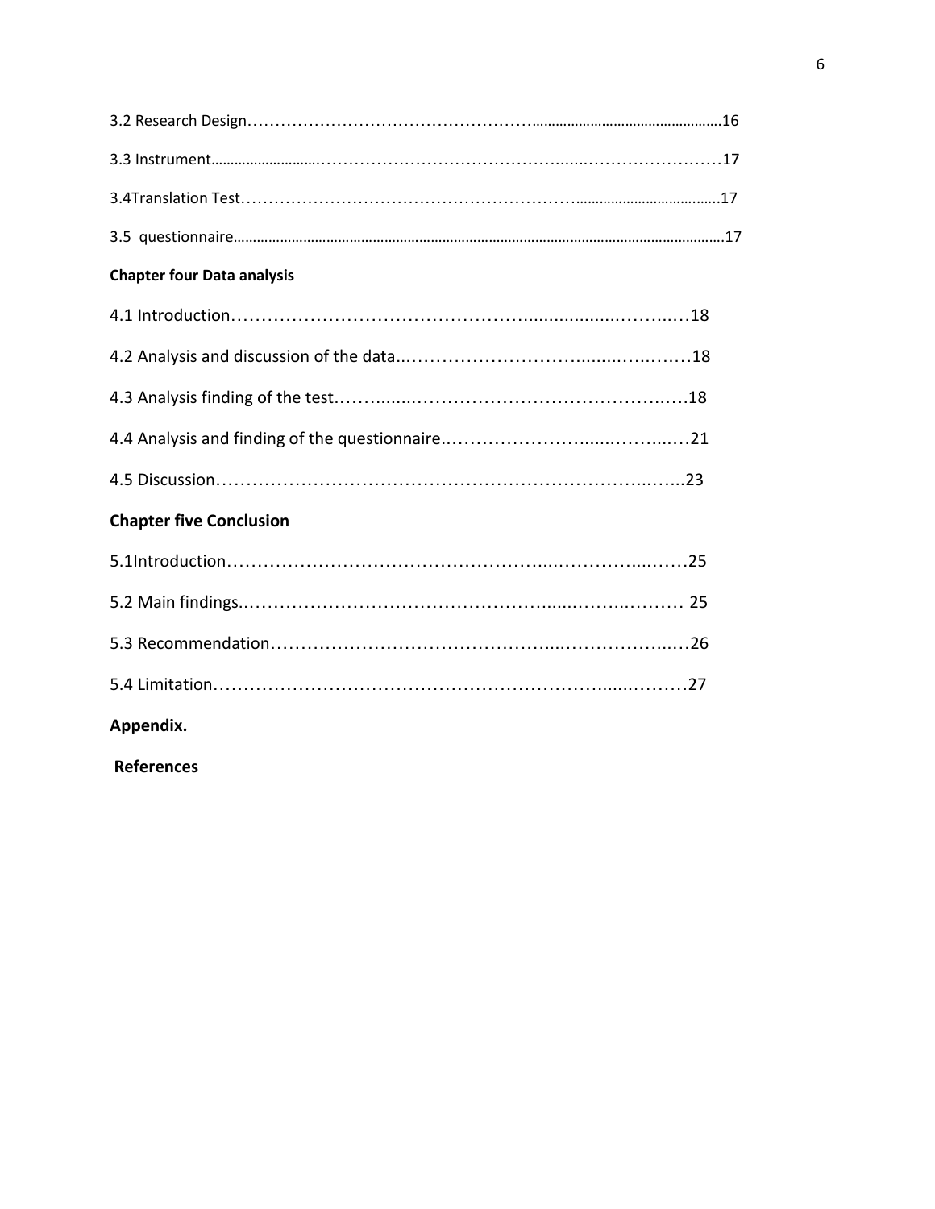3.2 Research Design……………………………………………………………………………….16

3.3 Instrument……………………………………………………………………………………17

3.4Translation Test………………………………………………………………………………17

3.5 questionnaire……………………………………………………………………………………17

**Chapter four Data analysis**

4.1 Introduction……………………………………………………………………………18

4.2 Analysis and discussion of the data……………………………………………………18

4.3 Analysis finding of the test……………………………………………………………18

4.4 Analysis and finding of the questionnaire……………………………………………21

4.5 Discussion…………………………………………………………………………………23

**Chapter five Conclusion**

5.1Introduction……………………………………………………………………………25

5.2 Main findings……………………………………………………………………………25

5.3 Recommendation…………………………………………………………………………26

5.4 Limitation………………………………………………………………………………27

**Appendix.**

**References**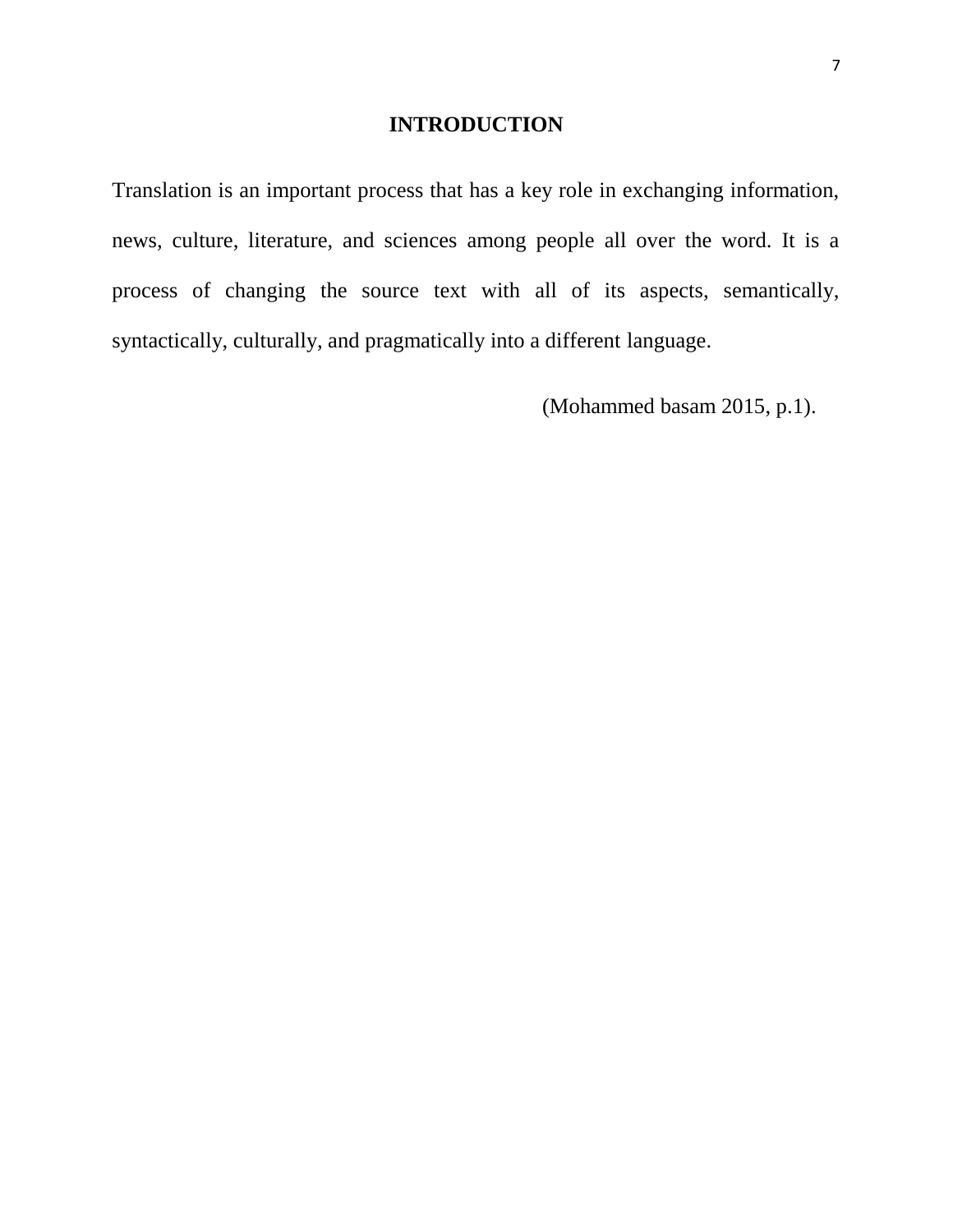# INTRODUCTION

Translation is an important process that has a key role in exchanging information, news, culture, literature, and sciences among people all over the word. It is a process of changing the source text with all of its aspects, semantically, syntactically, culturally, and pragmatically into a different language.

(Mohammed basam 2015, p.1).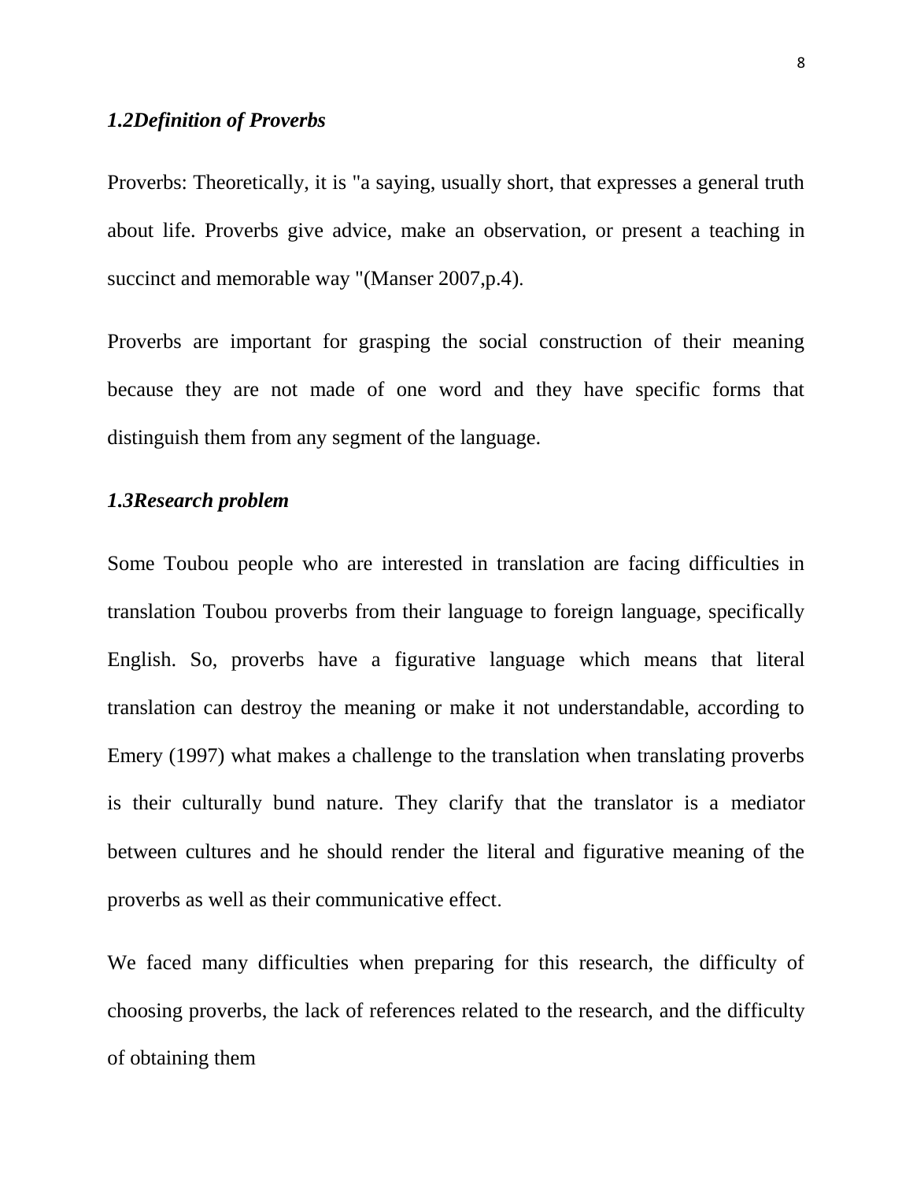### *1.2Definition of Proverbs*

Proverbs: Theoretically, it is "a saying, usually short, that expresses a general truth about life. Proverbs give advice, make an observation, or present a teaching in succinct and memorable way "(Manser 2007,p.4).

Proverbs are important for grasping the social construction of their meaning because they are not made of one word and they have specific forms that distinguish them from any segment of the language.

### *1.3Research problem*

Some Toubou people who are interested in translation are facing difficulties in translation Toubou proverbs from their language to foreign language, specifically English. So, proverbs have a figurative language which means that literal translation can destroy the meaning or make it not understandable, according to Emery (1997) what makes a challenge to the translation when translating proverbs is their culturally bund nature. They clarify that the translator is a mediator between cultures and he should render the literal and figurative meaning of the proverbs as well as their communicative effect.

We faced many difficulties when preparing for this research, the difficulty of choosing proverbs, the lack of references related to the research, and the difficulty of obtaining them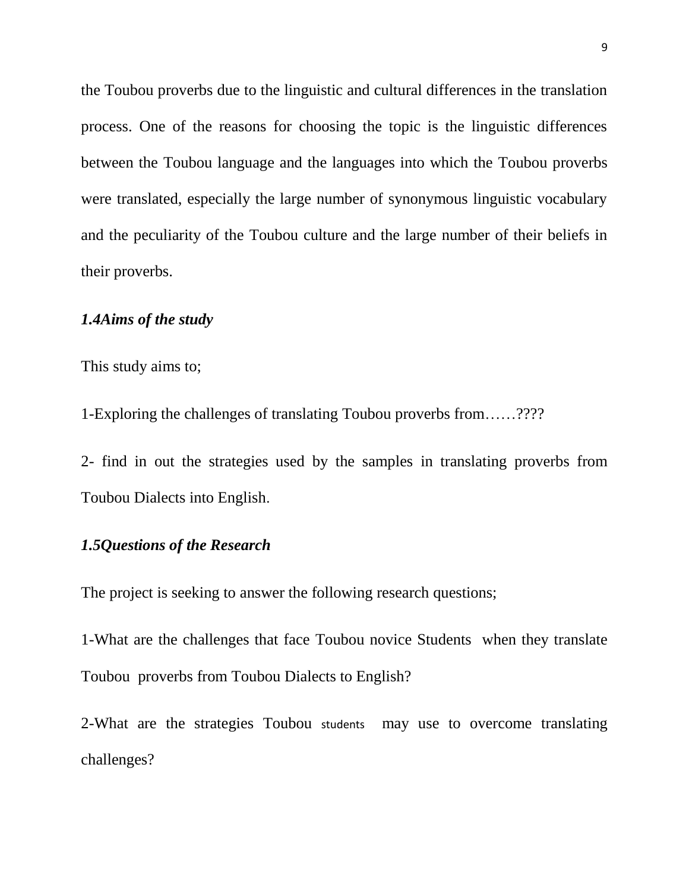the Toubou proverbs due to the linguistic and cultural differences in the translation process. One of the reasons for choosing the topic is the linguistic differences between the Toubou language and the languages into which the Toubou proverbs were translated, especially the large number of synonymous linguistic vocabulary and the peculiarity of the Toubou culture and the large number of their beliefs in their proverbs.

### *1.4Aims of the study*

This study aims to;

1-Exploring the challenges of translating Toubou proverbs from……????

2- find in out the strategies used by the samples in translating proverbs from Toubou Dialects into English.

### *1.5Questions of the Research*

The project is seeking to answer the following research questions;

1-What are the challenges that face Toubou novice Students when they translate Toubou proverbs from Toubou Dialects to English?

2-What are the strategies Toubou students may use to overcome translating challenges?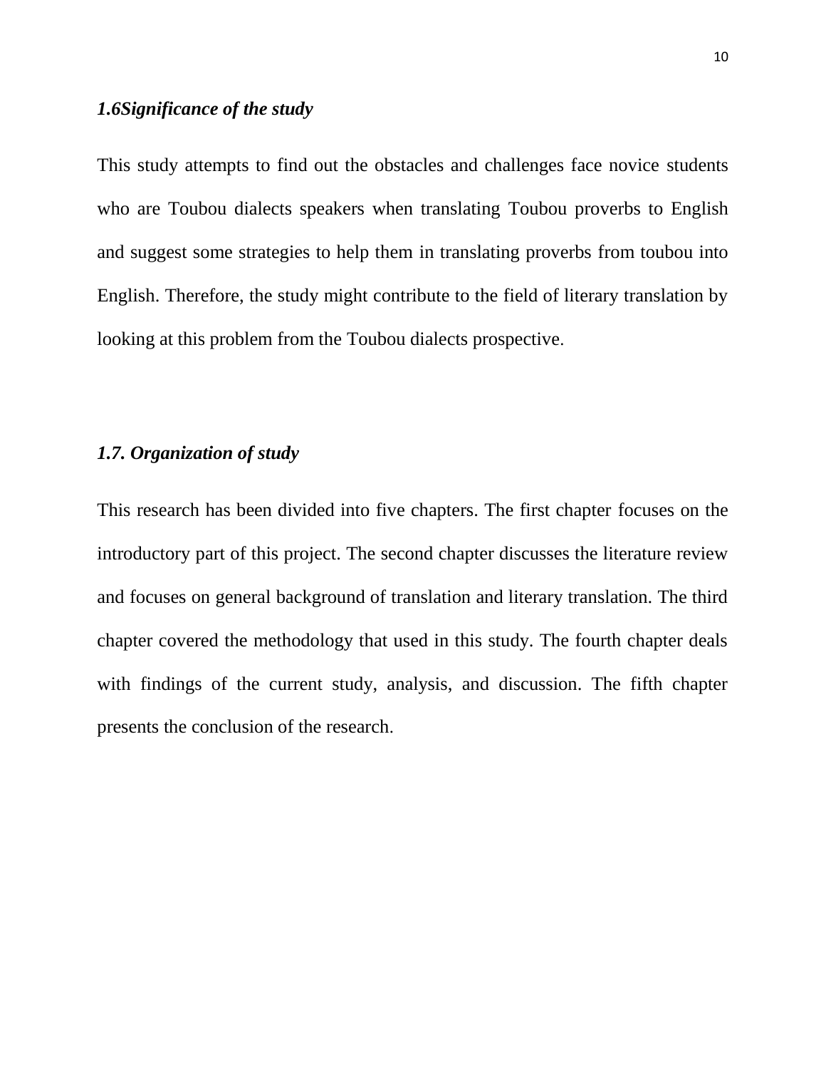### *1.6Significance of the study*

This study attempts to find out the obstacles and challenges face novice students who are Toubou dialects speakers when translating Toubou proverbs to English and suggest some strategies to help them in translating proverbs from toubou into English. Therefore, the study might contribute to the field of literary translation by looking at this problem from the Toubou dialects prospective.

### *1.7. Organization of study*

This research has been divided into five chapters. The first chapter focuses on the introductory part of this project. The second chapter discusses the literature review and focuses on general background of translation and literary translation. The third chapter covered the methodology that used in this study. The fourth chapter deals with findings of the current study, analysis, and discussion. The fifth chapter presents the conclusion of the research.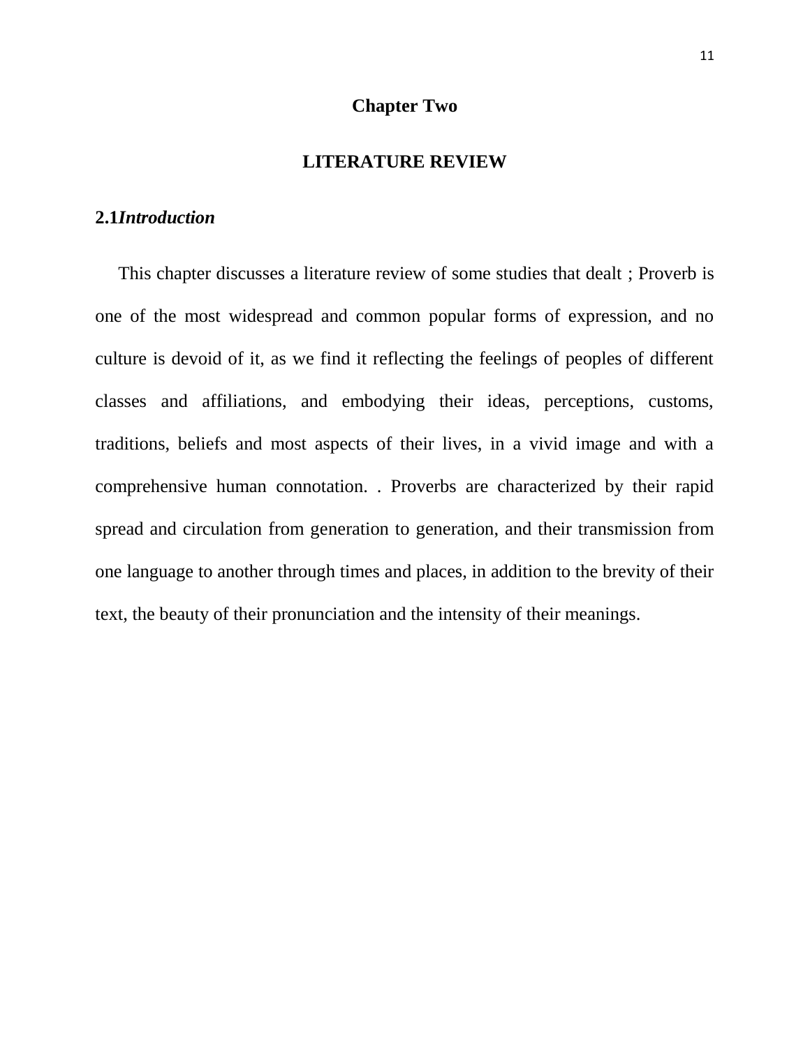# Chapter Two

# LITERATURE REVIEW

## 2.1*Introduction*

This chapter discusses a literature review of some studies that dealt ; Proverb is one of the most widespread and common popular forms of expression, and no culture is devoid of it, as we find it reflecting the feelings of peoples of different classes and affiliations, and embodying their ideas, perceptions, customs, traditions, beliefs and most aspects of their lives, in a vivid image and with a comprehensive human connotation. . Proverbs are characterized by their rapid spread and circulation from generation to generation, and their transmission from one language to another through times and places, in addition to the brevity of their text, the beauty of their pronunciation and the intensity of their meanings.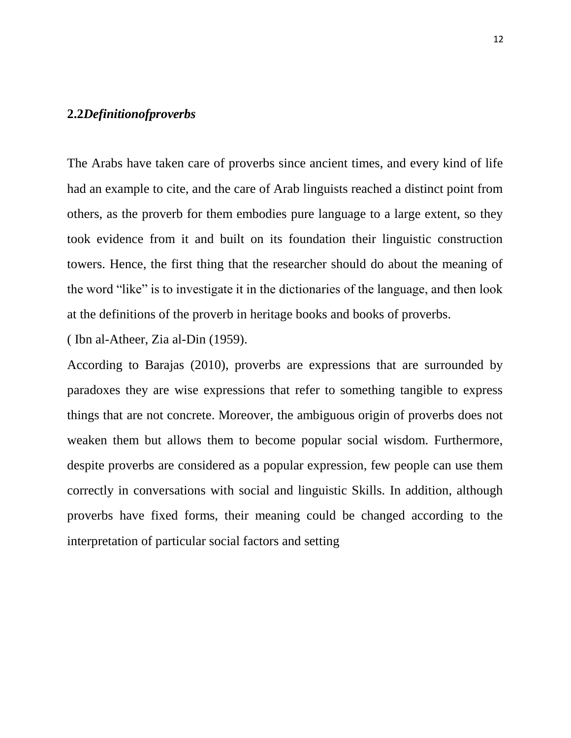## **2.2** ***Definitionofproverbs***

The Arabs have taken care of proverbs since ancient times, and every kind of life had an example to cite, and the care of Arab linguists reached a distinct point from others, as the proverb for them embodies pure language to a large extent, so they took evidence from it and built on its foundation their linguistic construction towers. Hence, the first thing that the researcher should do about the meaning of the word "like" is to investigate it in the dictionaries of the language, and then look at the definitions of the proverb in heritage books and books of proverbs.

( Ibn al-Atheer, Zia al-Din (1959).

According to Barajas (2010), proverbs are expressions that are surrounded by paradoxes they are wise expressions that refer to something tangible to express things that are not concrete. Moreover, the ambiguous origin of proverbs does not weaken them but allows them to become popular social wisdom. Furthermore, despite proverbs are considered as a popular expression, few people can use them correctly in conversations with social and linguistic Skills. In addition, although proverbs have fixed forms, their meaning could be changed according to the interpretation of particular social factors and setting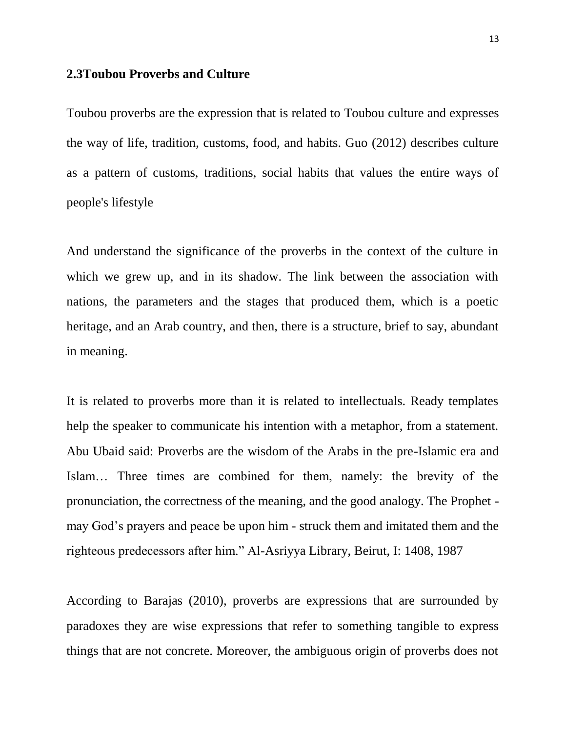## 2.3Toubou Proverbs and Culture

Toubou proverbs are the expression that is related to Toubou culture and expresses the way of life, tradition, customs, food, and habits. Guo (2012) describes culture as a pattern of customs, traditions, social habits that values the entire ways of people's lifestyle

And understand the significance of the proverbs in the context of the culture in which we grew up, and in its shadow. The link between the association with nations, the parameters and the stages that produced them, which is a poetic heritage, and an Arab country, and then, there is a structure, brief to say, abundant in meaning.

It is related to proverbs more than it is related to intellectuals. Ready templates help the speaker to communicate his intention with a metaphor, from a statement. Abu Ubaid said: Proverbs are the wisdom of the Arabs in the pre-Islamic era and Islam… Three times are combined for them, namely: the brevity of the pronunciation, the correctness of the meaning, and the good analogy. The Prophet - may God's prayers and peace be upon him - struck them and imitated them and the righteous predecessors after him." Al-Asriyya Library, Beirut, I: 1408, 1987

According to Barajas (2010), proverbs are expressions that are surrounded by paradoxes they are wise expressions that refer to something tangible to express things that are not concrete. Moreover, the ambiguous origin of proverbs does not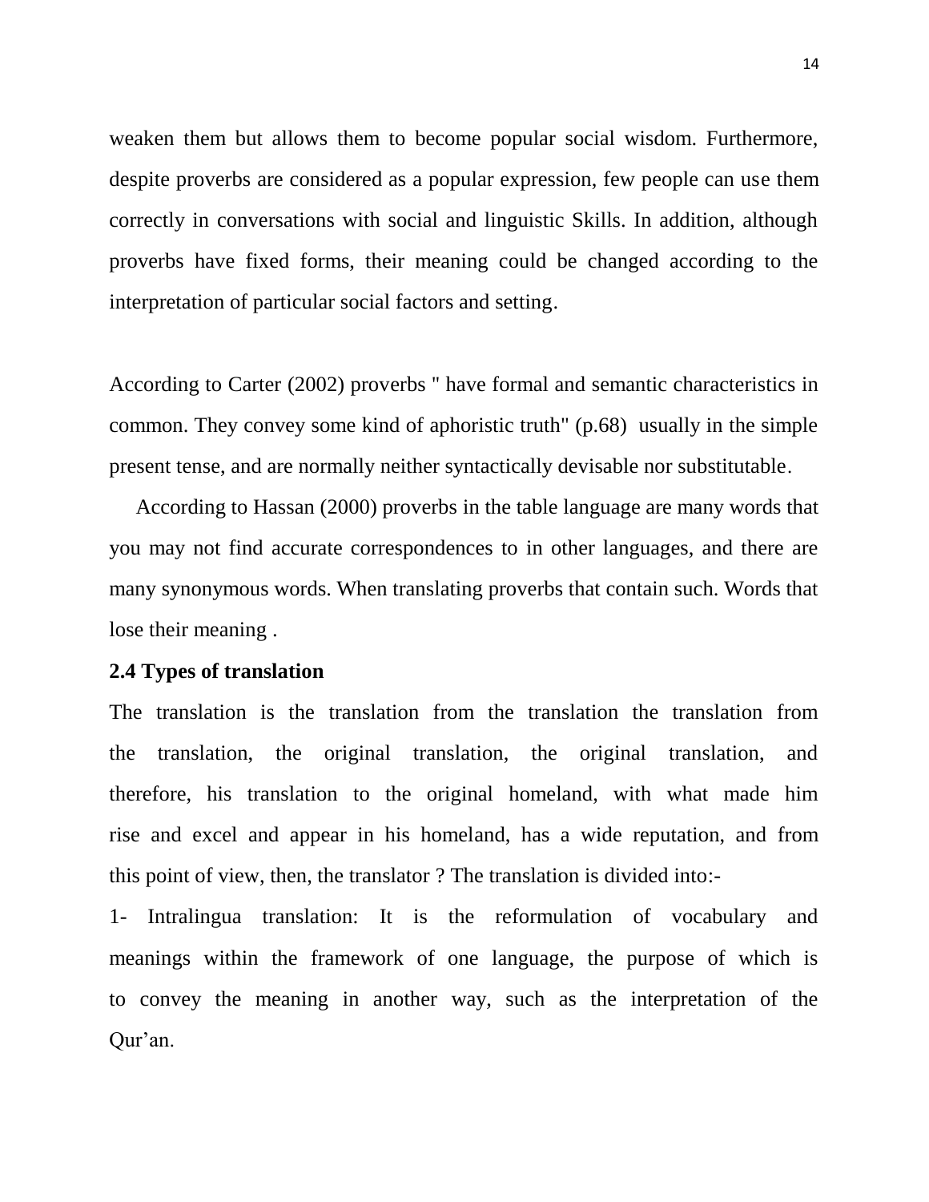weaken them but allows them to become popular social wisdom. Furthermore, despite proverbs are considered as a popular expression, few people can use them correctly in conversations with social and linguistic Skills. In addition, although proverbs have fixed forms, their meaning could be changed according to the interpretation of particular social factors and setting.

According to Carter (2002) proverbs " have formal and semantic characteristics in common. They convey some kind of aphoristic truth" (p.68) usually in the simple present tense, and are normally neither syntactically devisable nor substitutable.

According to Hassan (2000) proverbs in the table language are many words that you may not find accurate correspondences to in other languages, and there are many synonymous words. When translating proverbs that contain such. Words that lose their meaning .

**2.4 Types of translation**

The translation is the translation from the translation the translation from the translation, the original translation, the original translation, and therefore, his translation to the original homeland, with what made him rise and excel and appear in his homeland, has a wide reputation, and from this point of view, then, the translator ? The translation is divided into:-

1- Intralingua translation: It is the reformulation of vocabulary and meanings within the framework of one language, the purpose of which is to convey the meaning in another way, such as the interpretation of the Qur'an.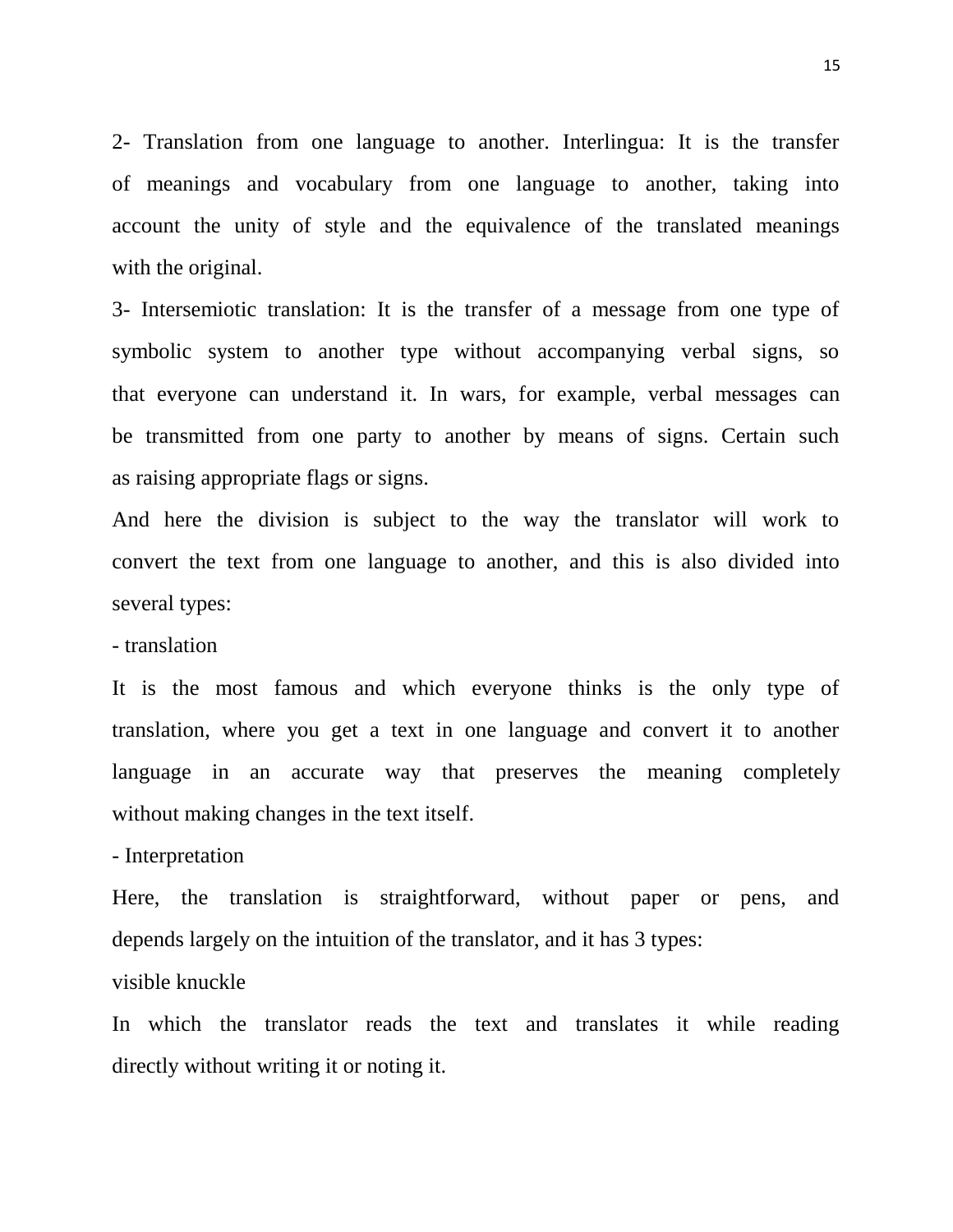2- Translation from one language to another. Interlingua: It is the transfer of meanings and vocabulary from one language to another, taking into account the unity of style and the equivalence of the translated meanings with the original.

3- Intersemiotic translation: It is the transfer of a message from one type of symbolic system to another type without accompanying verbal signs, so that everyone can understand it. In wars, for example, verbal messages can be transmitted from one party to another by means of signs. Certain such as raising appropriate flags or signs.

And here the division is subject to the way the translator will work to convert the text from one language to another, and this is also divided into several types:

- translation

It is the most famous and which everyone thinks is the only type of translation, where you get a text in one language and convert it to another language in an accurate way that preserves the meaning completely without making changes in the text itself.

- Interpretation

Here, the translation is straightforward, without paper or pens, and depends largely on the intuition of the translator, and it has 3 types:

visible knuckle

In which the translator reads the text and translates it while reading directly without writing it or noting it.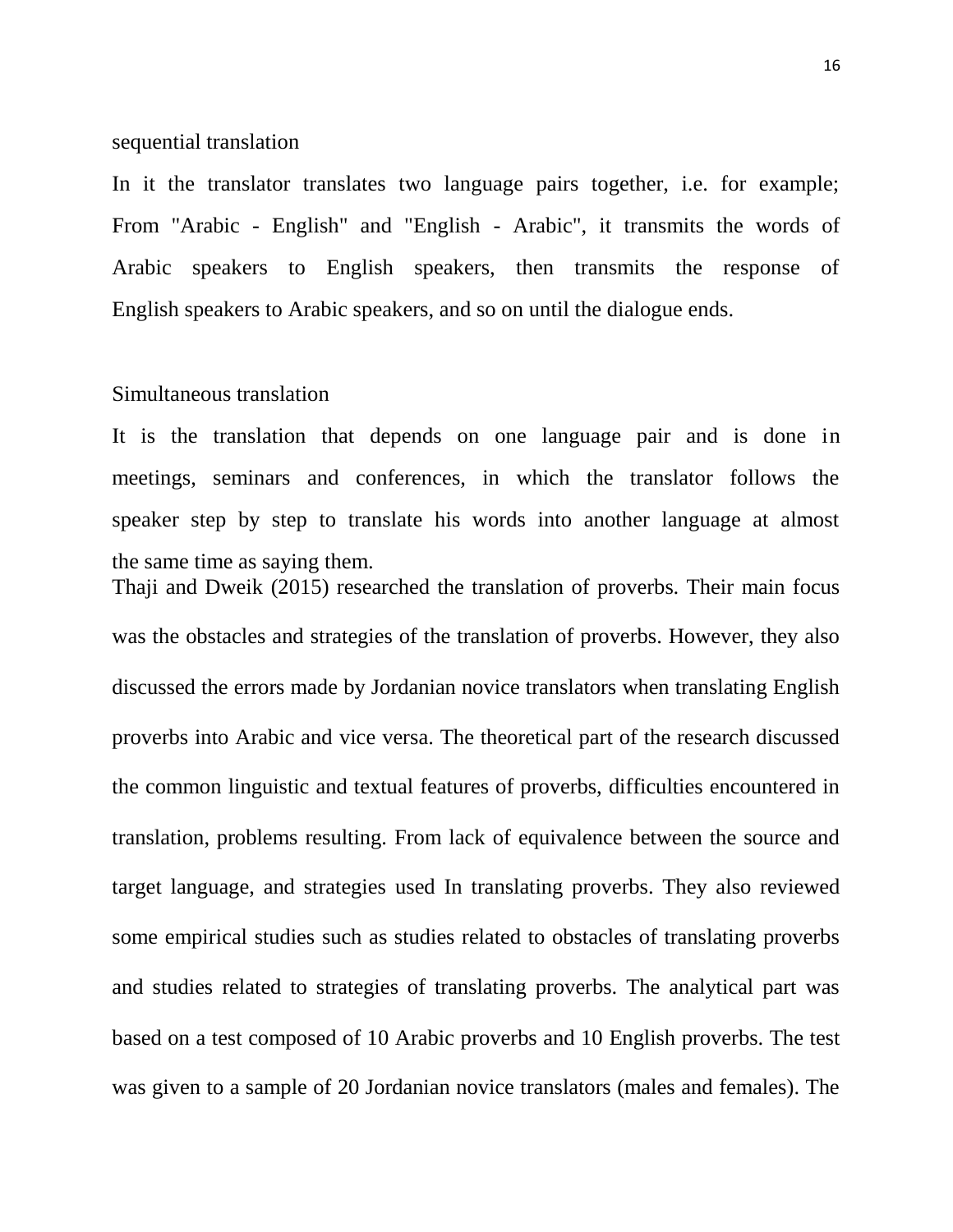sequential translation

In it the translator translates two language pairs together, i.e. for example; From "Arabic - English" and "English - Arabic", it transmits the words of Arabic speakers to English speakers, then transmits the response of English speakers to Arabic speakers, and so on until the dialogue ends.

Simultaneous translation

It is the translation that depends on one language pair and is done in meetings, seminars and conferences, in which the translator follows the speaker step by step to translate his words into another language at almost the same time as saying them.

Thaji and Dweik (2015) researched the translation of proverbs. Their main focus was the obstacles and strategies of the translation of proverbs. However, they also discussed the errors made by Jordanian novice translators when translating English proverbs into Arabic and vice versa. The theoretical part of the research discussed the common linguistic and textual features of proverbs, difficulties encountered in translation, problems resulting. From lack of equivalence between the source and target language, and strategies used In translating proverbs. They also reviewed some empirical studies such as studies related to obstacles of translating proverbs and studies related to strategies of translating proverbs. The analytical part was based on a test composed of 10 Arabic proverbs and 10 English proverbs. The test was given to a sample of 20 Jordanian novice translators (males and females). The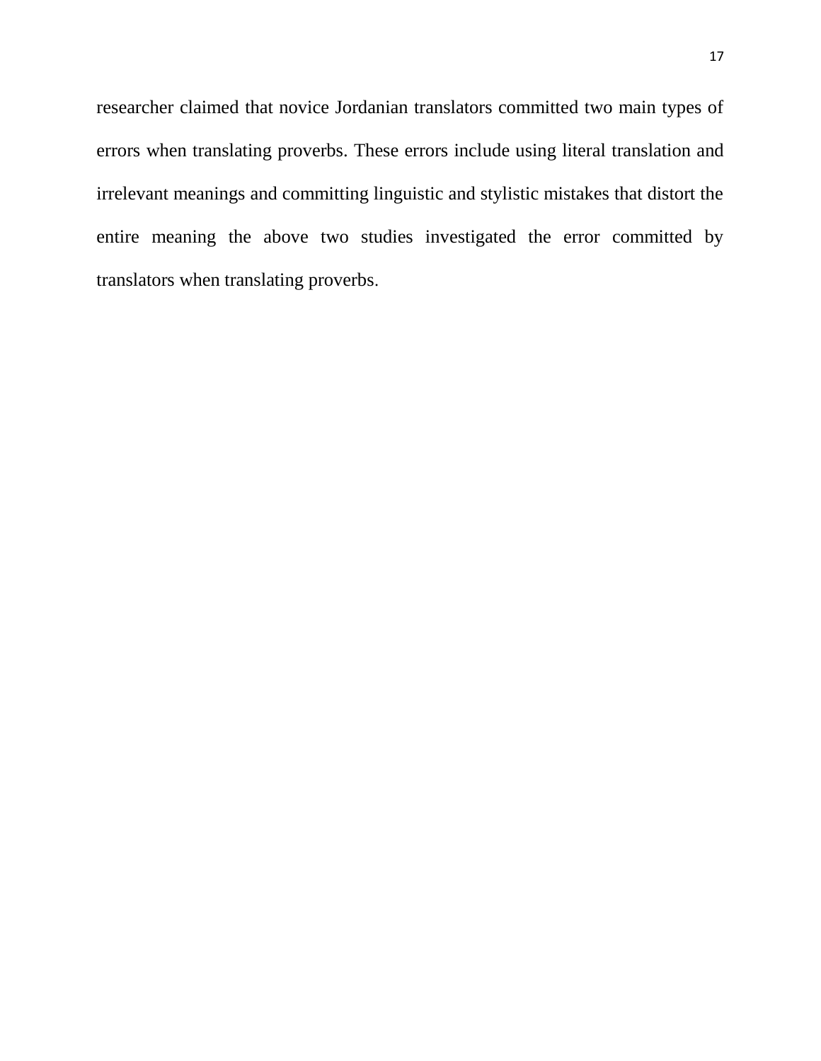researcher claimed that novice Jordanian translators committed two main types of errors when translating proverbs. These errors include using literal translation and irrelevant meanings and committing linguistic and stylistic mistakes that distort the entire meaning the above two studies investigated the error committed by translators when translating proverbs.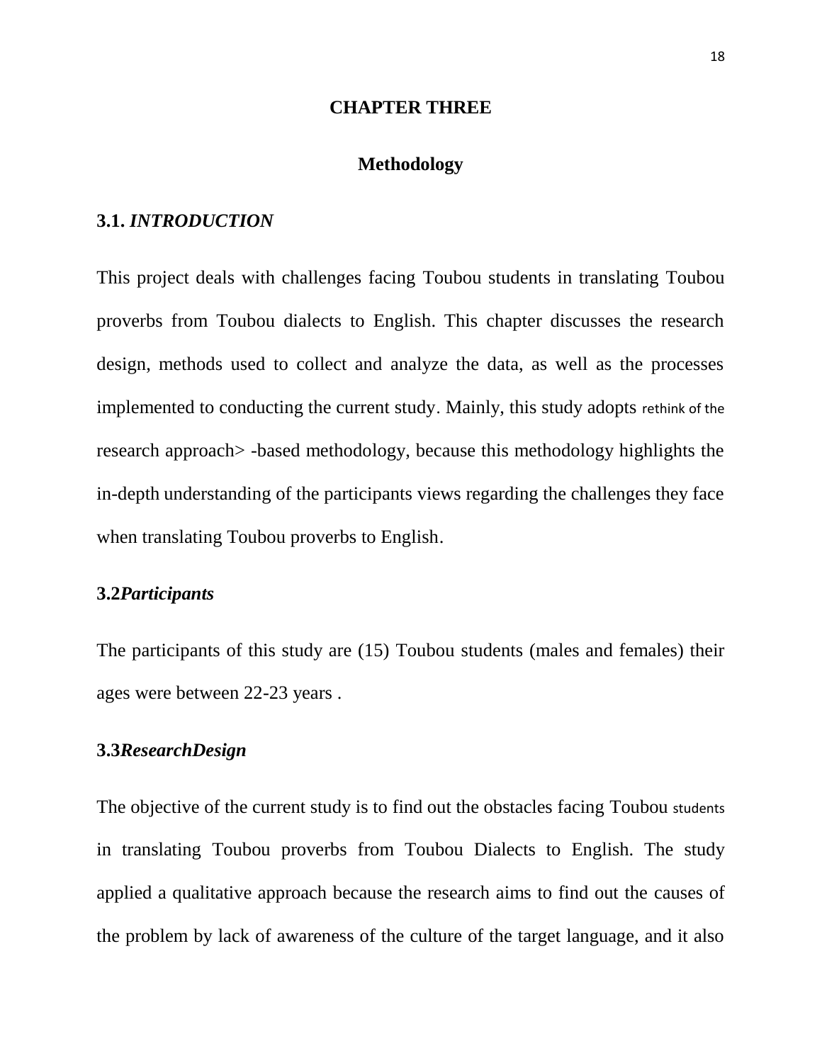# CHAPTER THREE

## Methodology

### 3.1. *INTRODUCTION*

This project deals with challenges facing Toubou students in translating Toubou proverbs from Toubou dialects to English. This chapter discusses the research design, methods used to collect and analyze the data, as well as the processes implemented to conducting the current study. Mainly, this study adopts rethink of the research approach> -based methodology, because this methodology highlights the in-depth understanding of the participants views regarding the challenges they face when translating Toubou proverbs to English.

### 3.2*Participants*

The participants of this study are (15) Toubou students (males and females) their ages were between 22-23 years .

### 3.3*ResearchDesign*

The objective of the current study is to find out the obstacles facing Toubou students in translating Toubou proverbs from Toubou Dialects to English. The study applied a qualitative approach because the research aims to find out the causes of the problem by lack of awareness of the culture of the target language, and it also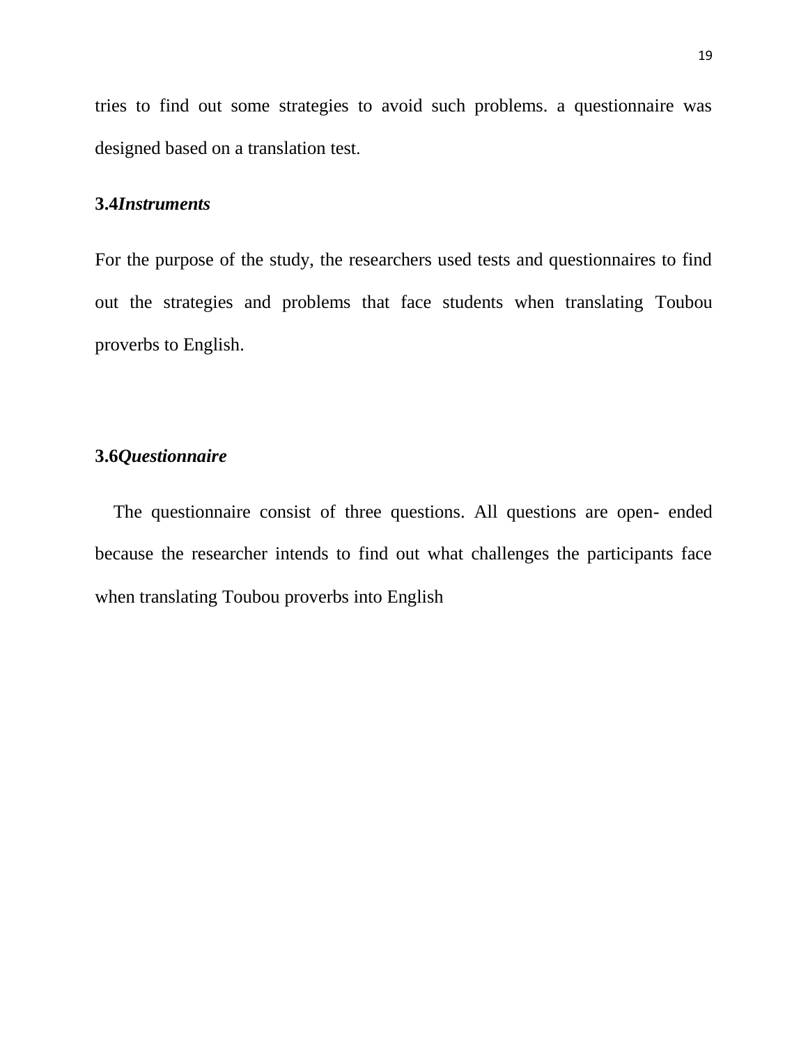tries to find out some strategies to avoid such problems. a questionnaire was designed based on a translation test.

### 3.4*Instruments*

For the purpose of the study, the researchers used tests and questionnaires to find out the strategies and problems that face students when translating Toubou proverbs to English.

### 3.6*Questionnaire*

The questionnaire consist of three questions. All questions are open- ended because the researcher intends to find out what challenges the participants face when translating Toubou proverbs into English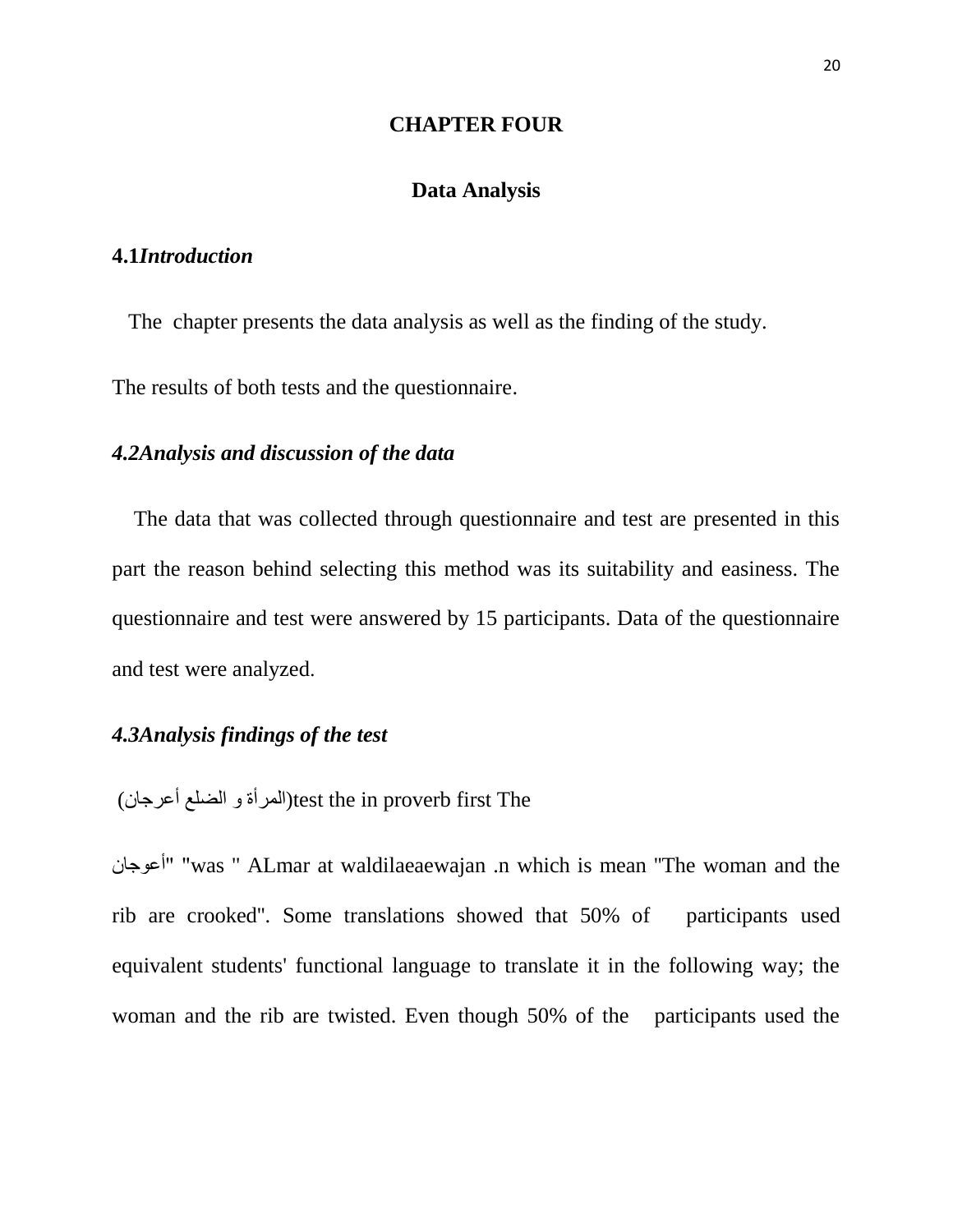# CHAPTER FOUR

## Data Analysis

### 4.1*Introduction*

The chapter presents the data analysis as well as the finding of the study.

The results of both tests and the questionnaire.

### *4.2Analysis and discussion of the data*

The data that was collected through questionnaire and test are presented in this part the reason behind selecting this method was its suitability and easiness. The questionnaire and test were answered by 15 participants. Data of the questionnaire and test were analyzed.

### *4.3Analysis findings of the test*

(المرأة و الضلع أعرجان)test the in proverb first The

أعوجان" "was " ALmar at waldilaeaewajan .n which is mean "The woman and the rib are crooked". Some translations showed that 50% of participants used equivalent students' functional language to translate it in the following way; the woman and the rib are twisted. Even though 50% of the participants used the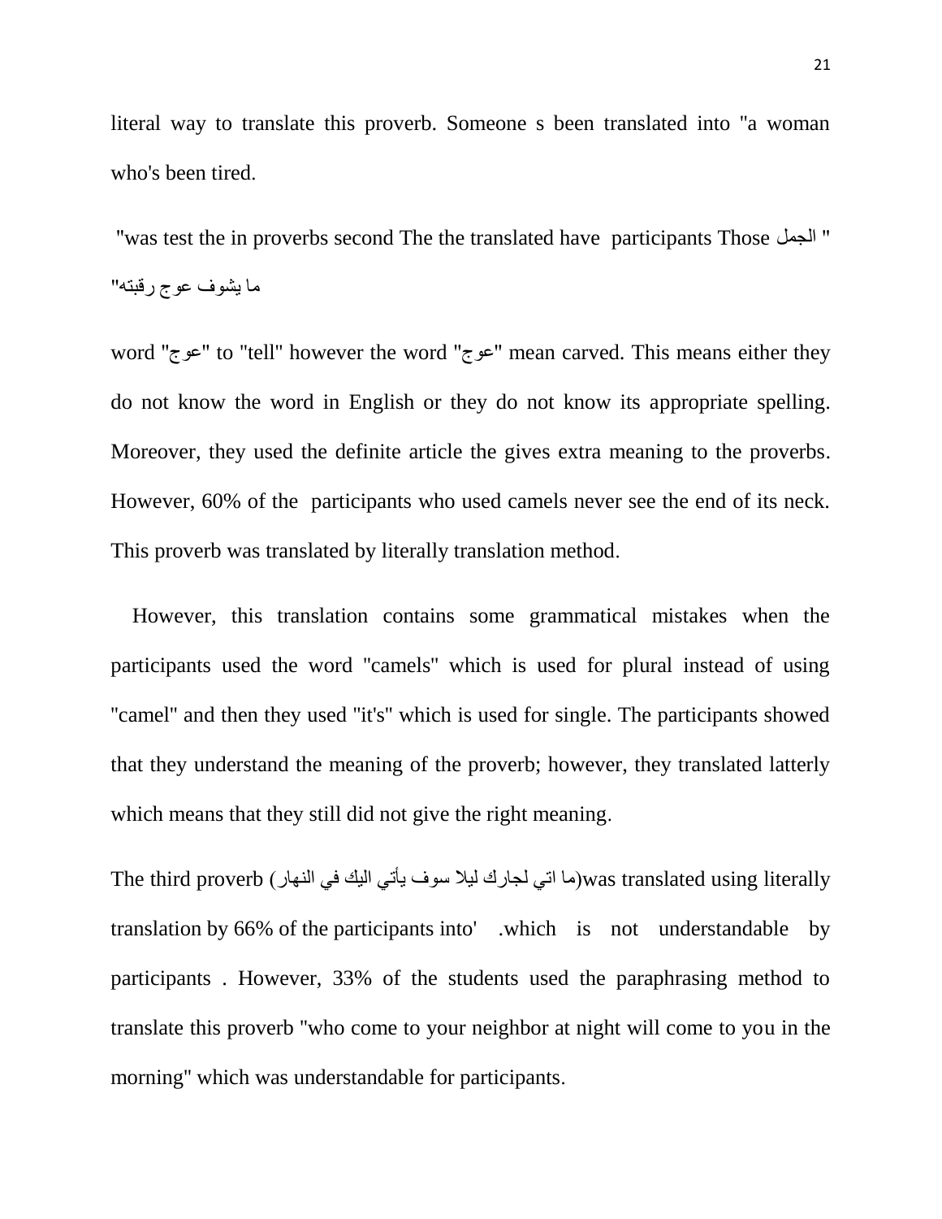literal way to translate this proverb. Someone s been translated into "a woman who's been tired.

"was test the in proverbs second The the translated have participants Those الجمل " "ما يشوف عوج رقبته"

word "عوج" to "tell" however the word "عوج" mean carved. This means either they do not know the word in English or they do not know its appropriate spelling. Moreover, they used the definite article the gives extra meaning to the proverbs. However, 60% of the participants who used camels never see the end of its neck. This proverb was translated by literally translation method.

However, this translation contains some grammatical mistakes when the participants used the word "camels" which is used for plural instead of using "camel" and then they used "it's" which is used for single. The participants showed that they understand the meaning of the proverb; however, they translated latterly which means that they still did not give the right meaning.

The third proverb (ما اتي لجارك ليلا سوف يأتي اليك في النهار)was translated using literally translation by 66% of the participants into' .which is not understandable by participants . However, 33% of the students used the paraphrasing method to translate this proverb "who come to your neighbor at night will come to you in the morning" which was understandable for participants.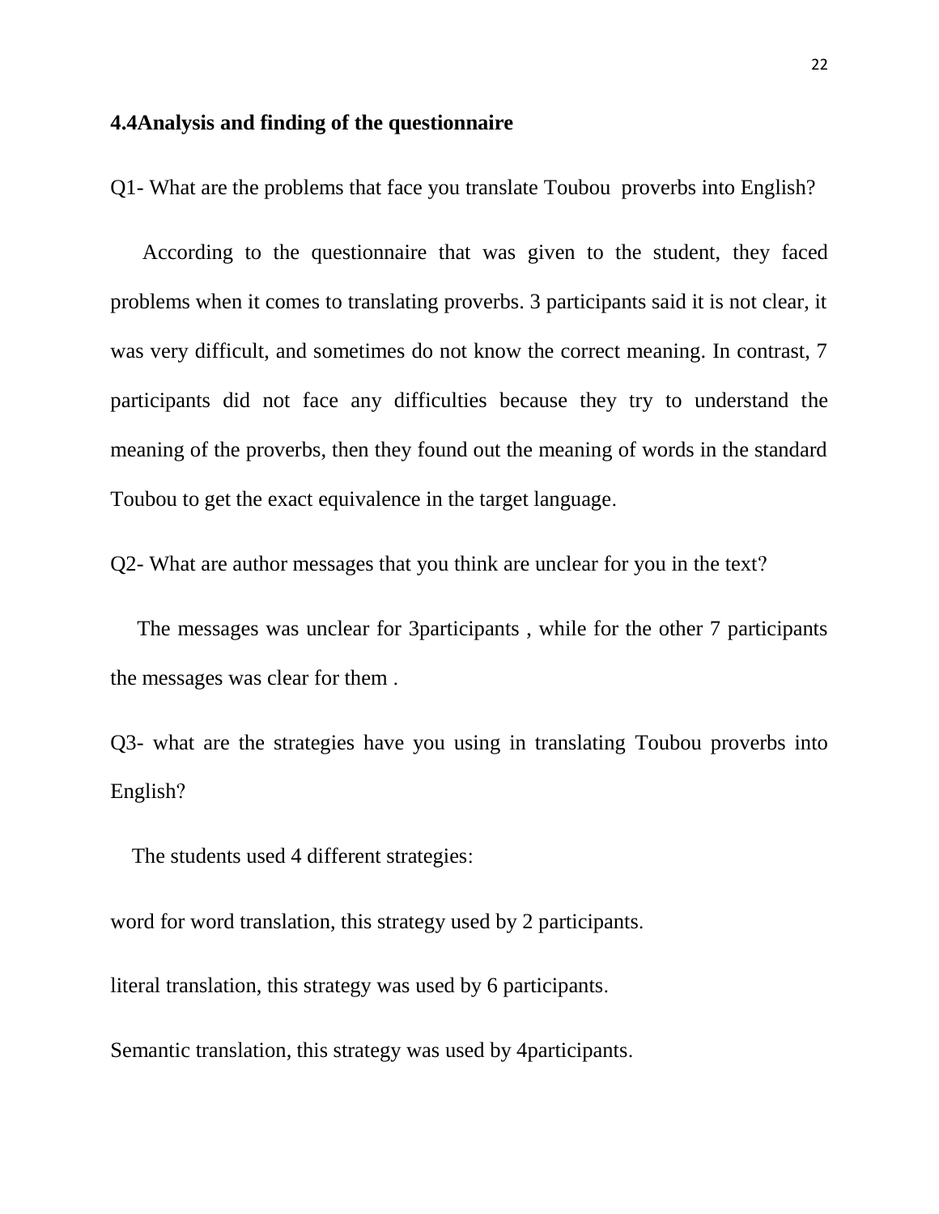### 4.4Analysis and finding of the questionnaire

Q1- What are the problems that face you translate Toubou proverbs into English?

According to the questionnaire that was given to the student, they faced problems when it comes to translating proverbs. 3 participants said it is not clear, it was very difficult, and sometimes do not know the correct meaning. In contrast, 7 participants did not face any difficulties because they try to understand the meaning of the proverbs, then they found out the meaning of words in the standard Toubou to get the exact equivalence in the target language.

Q2- What are author messages that you think are unclear for you in the text?

The messages was unclear for 3participants , while for the other 7 participants the messages was clear for them .

Q3- what are the strategies have you using in translating Toubou proverbs into English?

The students used 4 different strategies:

word for word translation, this strategy used by 2 participants.

literal translation, this strategy was used by 6 participants.

Semantic translation, this strategy was used by 4participants.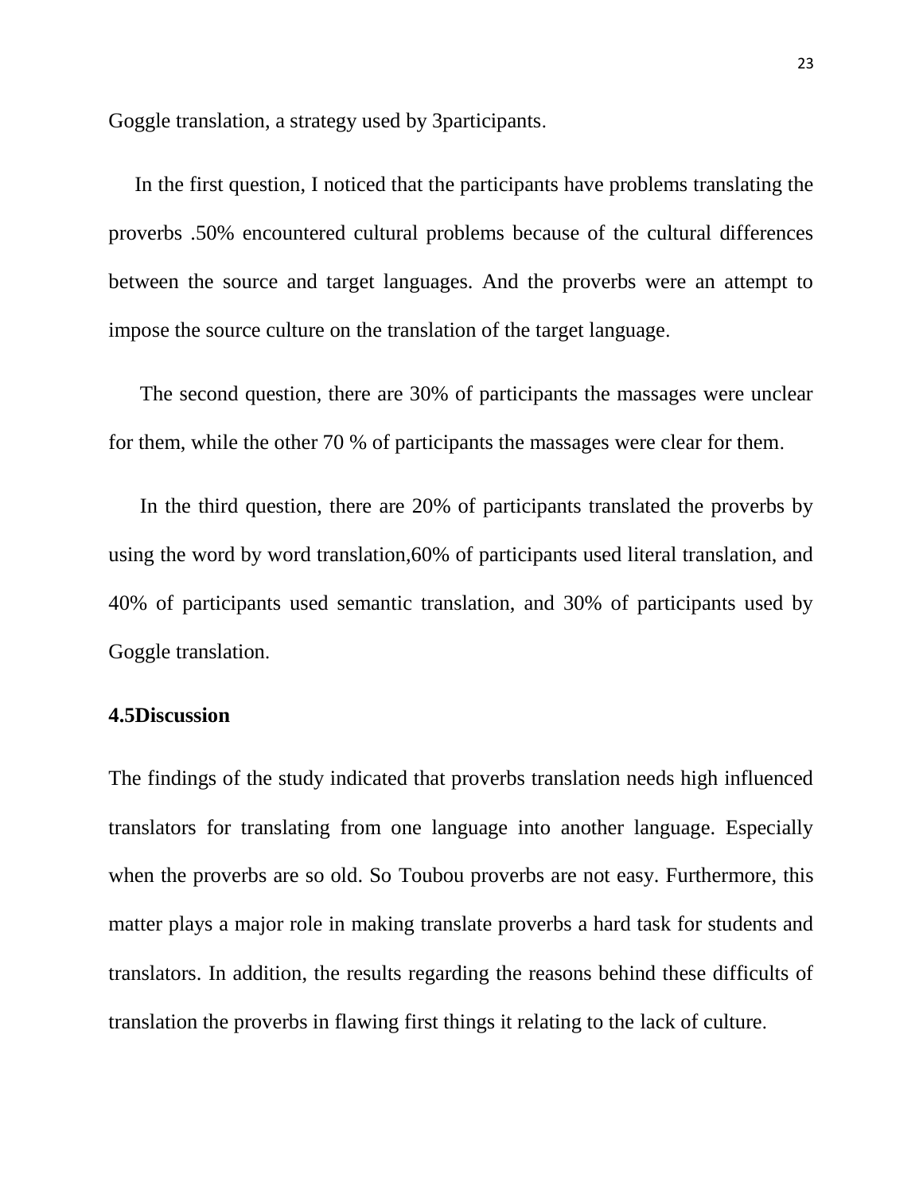Goggle translation, a strategy used by 3participants.

In the first question, I noticed that the participants have problems translating the proverbs .50% encountered cultural problems because of the cultural differences between the source and target languages. And the proverbs were an attempt to impose the source culture on the translation of the target language.

The second question, there are 30% of participants the massages were unclear for them, while the other 70 % of participants the massages were clear for them.

In the third question, there are 20% of participants translated the proverbs by using the word by word translation,60% of participants used literal translation, and 40% of participants used semantic translation, and 30% of participants used by Goggle translation.

**4.5Discussion**

The findings of the study indicated that proverbs translation needs high influenced translators for translating from one language into another language. Especially when the proverbs are so old. So Toubou proverbs are not easy. Furthermore, this matter plays a major role in making translate proverbs a hard task for students and translators. In addition, the results regarding the reasons behind these difficults of translation the proverbs in flawing first things it relating to the lack of culture.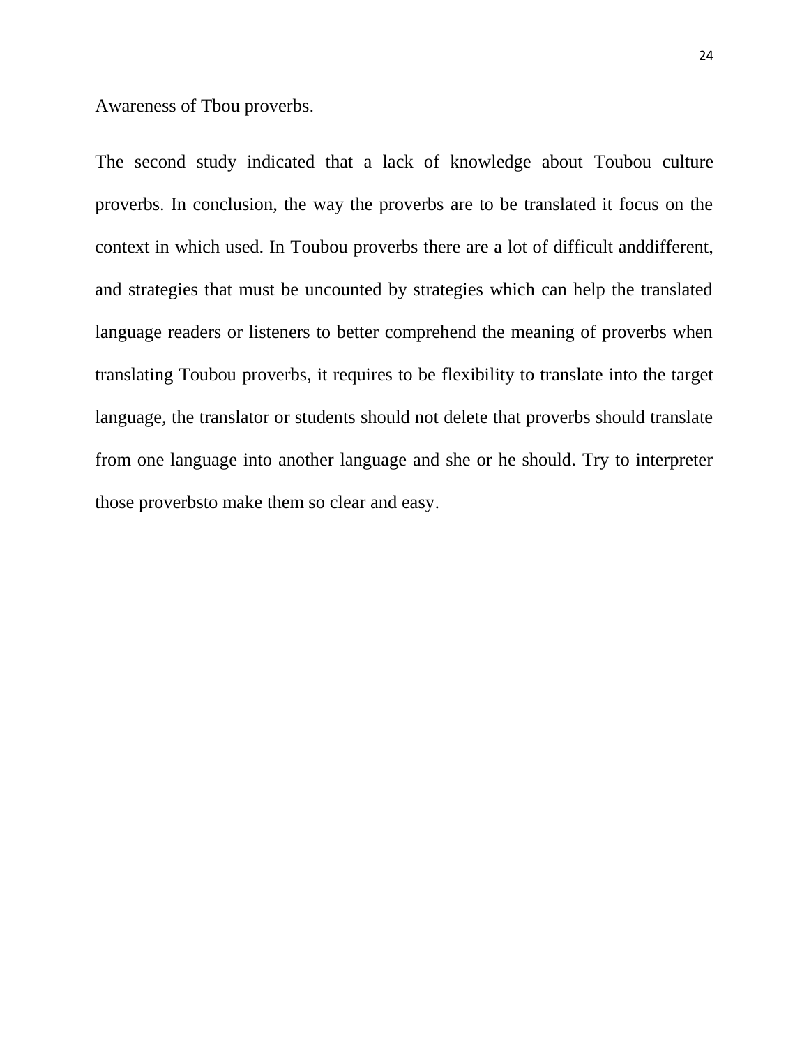Awareness of Tbou proverbs.

The second study indicated that a lack of knowledge about Toubou culture proverbs. In conclusion, the way the proverbs are to be translated it focus on the context in which used. In Toubou proverbs there are a lot of difficult anddifferent, and strategies that must be uncounted by strategies which can help the translated language readers or listeners to better comprehend the meaning of proverbs when translating Toubou proverbs, it requires to be flexibility to translate into the target language, the translator or students should not delete that proverbs should translate from one language into another language and she or he should. Try to interpreter those proverbsto make them so clear and easy.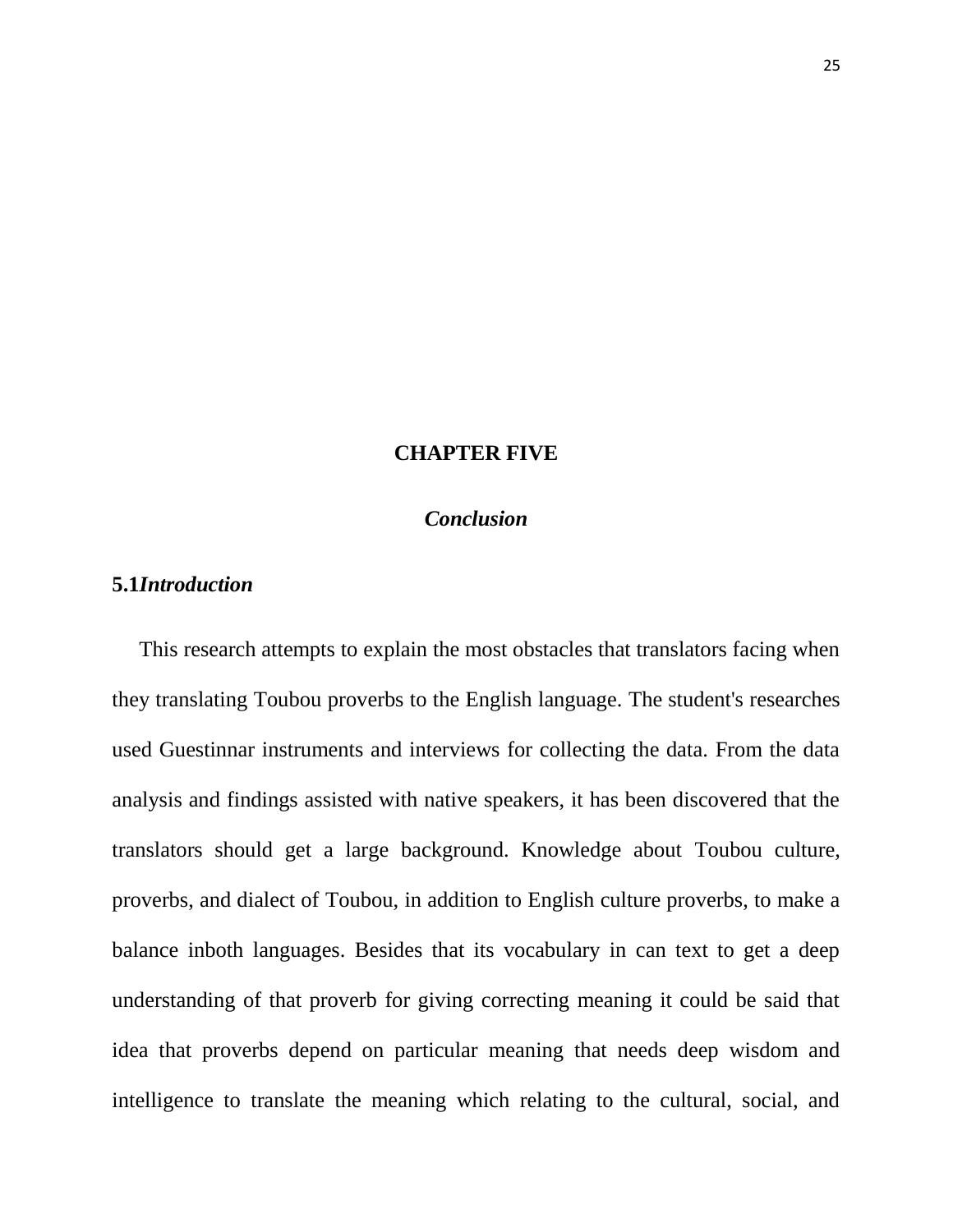# CHAPTER FIVE

## *Conclusion*

### 5.1*Introduction*

This research attempts to explain the most obstacles that translators facing when they translating Toubou proverbs to the English language. The student's researches used Guestinnar instruments and interviews for collecting the data. From the data analysis and findings assisted with native speakers, it has been discovered that the translators should get a large background. Knowledge about Toubou culture, proverbs, and dialect of Toubou, in addition to English culture proverbs, to make a balance inboth languages. Besides that its vocabulary in can text to get a deep understanding of that proverb for giving correcting meaning it could be said that idea that proverbs depend on particular meaning that needs deep wisdom and intelligence to translate the meaning which relating to the cultural, social, and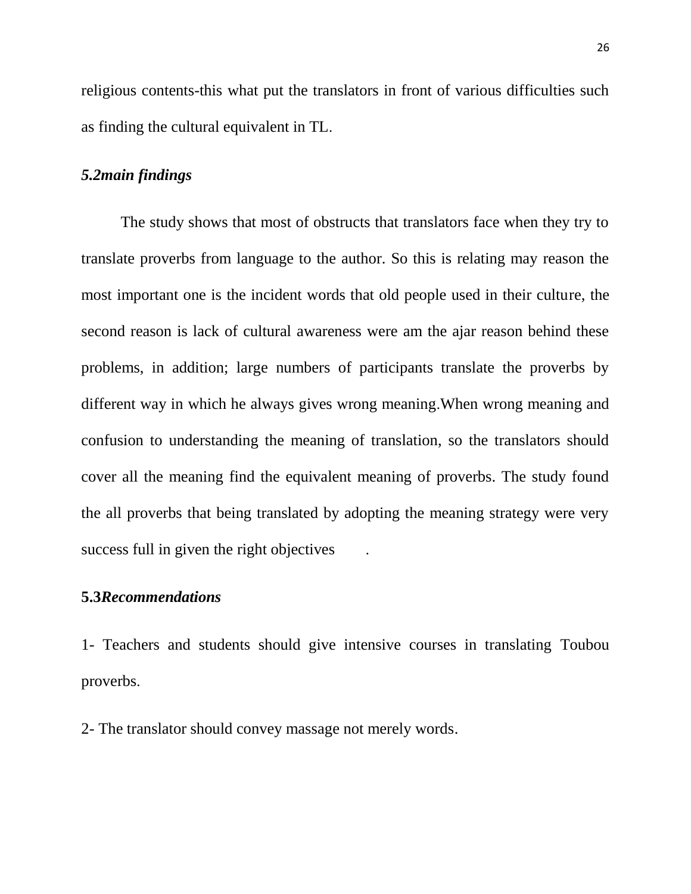religious contents-this what put the translators in front of various difficulties such as finding the cultural equivalent in TL.

### *5.2main findings*

The study shows that most of obstructs that translators face when they try to translate proverbs from language to the author. So this is relating may reason the most important one is the incident words that old people used in their culture, the second reason is lack of cultural awareness were am the ajar reason behind these problems, in addition; large numbers of participants translate the proverbs by different way in which he always gives wrong meaning.When wrong meaning and confusion to understanding the meaning of translation, so the translators should cover all the meaning find the equivalent meaning of proverbs. The study found the all proverbs that being translated by adopting the meaning strategy were very success full in given the right objectives .

### **5.3*Recommendations***

1- Teachers and students should give intensive courses in translating Toubou proverbs.

2- The translator should convey massage not merely words.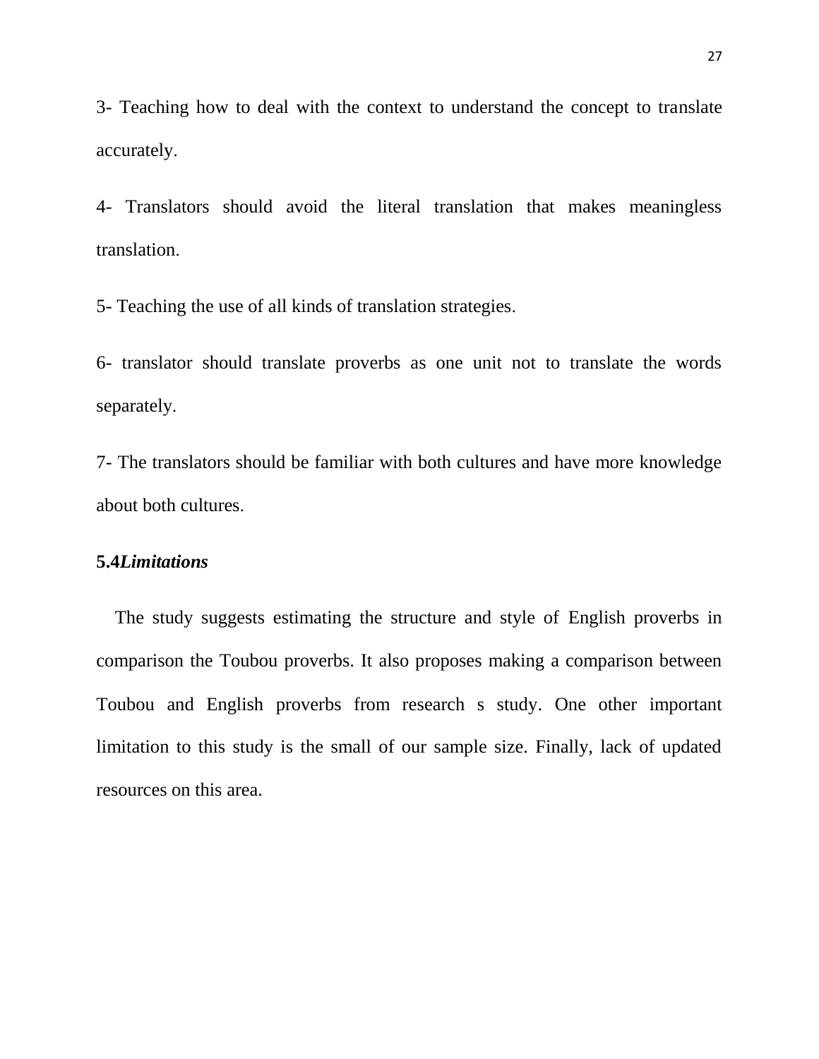3- Teaching how to deal with the context to understand the concept to translate accurately.

4- Translators should avoid the literal translation that makes meaningless translation.

5- Teaching the use of all kinds of translation strategies.

6- translator should translate proverbs as one unit not to translate the words separately.

7- The translators should be familiar with both cultures and have more knowledge about both cultures.

### **5.4*Limitations***

The study suggests estimating the structure and style of English proverbs in comparison the Toubou proverbs. It also proposes making a comparison between Toubou and English proverbs from research s study. One other important limitation to this study is the small of our sample size. Finally, lack of updated resources on this area.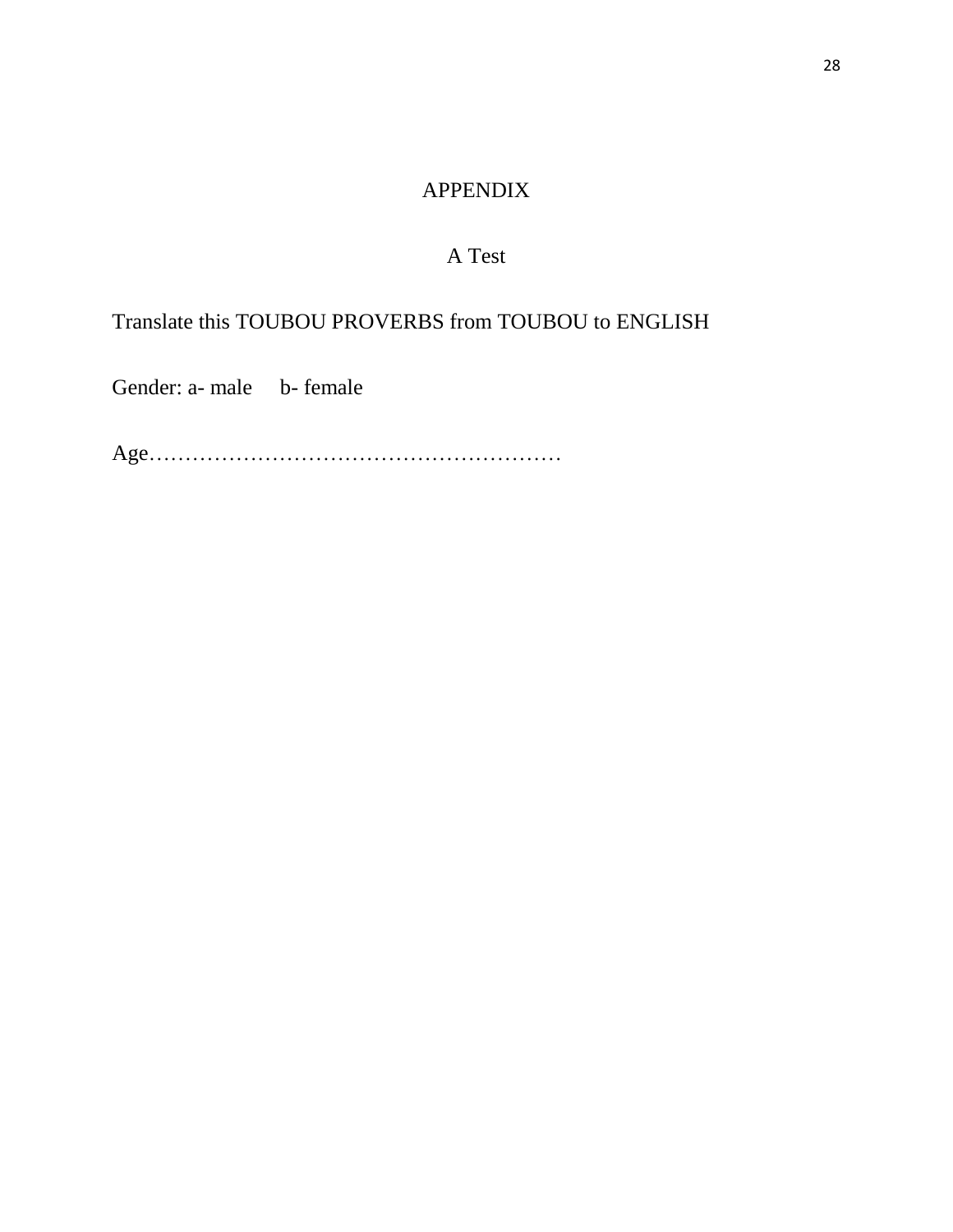# APPENDIX

## A Test

Translate this TOUBOU PROVERBS from TOUBOU to ENGLISH

Gender: a- male  b- female

Age…………………………………………………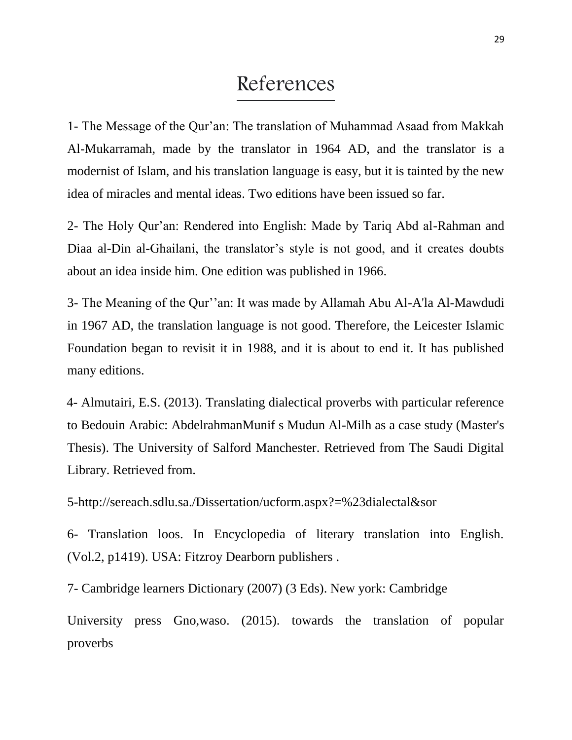# References

1- The Message of the Qur’an: The translation of Muhammad Asaad from Makkah Al-Mukarramah, made by the translator in 1964 AD, and the translator is a modernist of Islam, and his translation language is easy, but it is tainted by the new idea of miracles and mental ideas. Two editions have been issued so far.

2- The Holy Qur’an: Rendered into English: Made by Tariq Abd al-Rahman and Diaa al-Din al-Ghailani, the translator’s style is not good, and it creates doubts about an idea inside him. One edition was published in 1966.

3- The Meaning of the Qur’’an: It was made by Allamah Abu Al-A'la Al-Mawdudi in 1967 AD, the translation language is not good. Therefore, the Leicester Islamic Foundation began to revisit it in 1988, and it is about to end it. It has published many editions.

4- Almutairi, E.S. (2013). Translating dialectical proverbs with particular reference to Bedouin Arabic: AbdelrahmanMunif s Mudun Al-Milh as a case study (Master's Thesis). The University of Salford Manchester. Retrieved from The Saudi Digital Library. Retrieved from.

5-http://sereach.sdlu.sa./Dissertation/ucform.aspx?=%23dialectal&sor

6- Translation loos. In Encyclopedia of literary translation into English. (Vol.2, p1419). USA: Fitzroy Dearborn publishers .

7- Cambridge learners Dictionary (2007) (3 Eds). New york: Cambridge

University press Gno,waso. (2015). towards the translation of popular proverbs